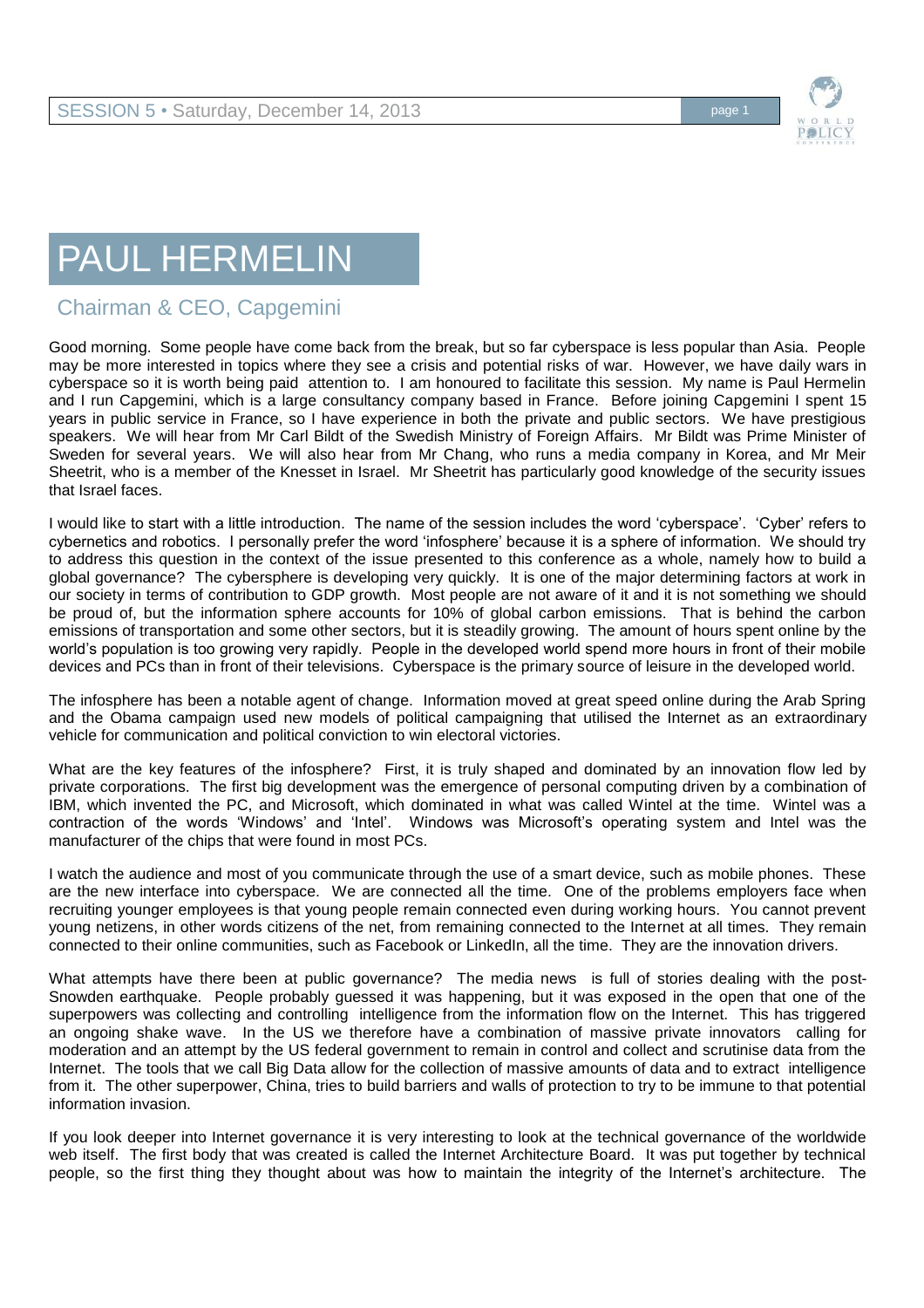# PAUL HERMELIN

## Chairman & CEO, Capgemini

Good morning. Some people have come back from the break, but so far cyberspace is less popular than Asia. People may be more interested in topics where they see a crisis and potential risks of war. However, we have daily wars in cyberspace so it is worth being paid attention to. I am honoured to facilitate this session. My name is Paul Hermelin and I run Capgemini, which is a large consultancy company based in France. Before joining Capgemini I spent 15 years in public service in France, so I have experience in both the private and public sectors. We have prestigious speakers. We will hear from Mr Carl Bildt of the Swedish Ministry of Foreign Affairs. Mr Bildt was Prime Minister of Sweden for several years. We will also hear from Mr Chang, who runs a media company in Korea, and Mr Meir Sheetrit, who is a member of the Knesset in Israel. Mr Sheetrit has particularly good knowledge of the security issues that Israel faces.

I would like to start with a little introduction. The name of the session includes the word 'cyberspace'. 'Cyber' refers to cybernetics and robotics. I personally prefer the word 'infosphere' because it is a sphere of information. We should try to address this question in the context of the issue presented to this conference as a whole, namely how to build a global governance? The cybersphere is developing very quickly. It is one of the major determining factors at work in our society in terms of contribution to GDP growth. Most people are not aware of it and it is not something we should be proud of, but the information sphere accounts for 10% of global carbon emissions. That is behind the carbon emissions of transportation and some other sectors, but it is steadily growing. The amount of hours spent online by the world's population is too growing very rapidly. People in the developed world spend more hours in front of their mobile devices and PCs than in front of their televisions. Cyberspace is the primary source of leisure in the developed world.

The infosphere has been a notable agent of change. Information moved at great speed online during the Arab Spring and the Obama campaign used new models of political campaigning that utilised the Internet as an extraordinary vehicle for communication and political conviction to win electoral victories.

What are the key features of the infosphere? First, it is truly shaped and dominated by an innovation flow led by private corporations. The first big development was the emergence of personal computing driven by a combination of IBM, which invented the PC, and Microsoft, which dominated in what was called Wintel at the time. Wintel was a contraction of the words 'Windows' and 'Intel'. Windows was Microsoft's operating system and Intel was the manufacturer of the chips that were found in most PCs.

I watch the audience and most of you communicate through the use of a smart device, such as mobile phones. These are the new interface into cyberspace. We are connected all the time. One of the problems employers face when recruiting younger employees is that young people remain connected even during working hours. You cannot prevent young netizens, in other words citizens of the net, from remaining connected to the Internet at all times. They remain connected to their online communities, such as Facebook or LinkedIn, all the time. They are the innovation drivers.

What attempts have there been at public governance? The media news is full of stories dealing with the post-Snowden earthquake. People probably guessed it was happening, but it was exposed in the open that one of the superpowers was collecting and controlling intelligence from the information flow on the Internet. This has triggered an ongoing shake wave. In the US we therefore have a combination of massive private innovators calling for moderation and an attempt by the US federal government to remain in control and collect and scrutinise data from the Internet. The tools that we call Big Data allow for the collection of massive amounts of data and to extract intelligence from it. The other superpower, China, tries to build barriers and walls of protection to try to be immune to that potential information invasion.

If you look deeper into Internet governance it is very interesting to look at the technical governance of the worldwide web itself. The first body that was created is called the Internet Architecture Board. It was put together by technical people, so the first thing they thought about was how to maintain the integrity of the Internet's architecture. The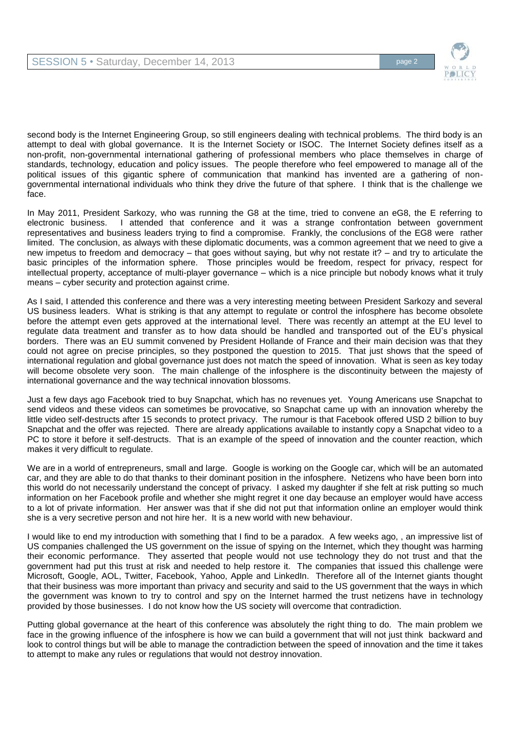second body is the Internet Engineering Group, so still engineers dealing with technical problems. The third body is an attempt to deal with global governance. It is the Internet Society or ISOC. The Internet Society defines itself as a non-profit, non-governmental international gathering of professional members who place themselves in charge of standards, technology, education and policy issues. The people therefore who feel empowered to manage all of the political issues of this gigantic sphere of communication that mankind has invented are a gathering of non-governmental international individuals who think they drive the future of that sphere. I think that is the challenge we face.

In May 2011, President Sarkozy, who was running the G8 at the time, tried to convene an eG8, the E referring to electronic business. I attended that conference and it was a strange confrontation between government representatives and business leaders trying to find a compromise. Frankly, the conclusions of the EG8 were rather limited. The conclusion, as always with these diplomatic documents, was a common agreement that we need to give a new impetus to freedom and democracy – that goes without saying, but why not restate it? – and try to articulate the basic principles of the information sphere. Those principles would be freedom, respect for privacy, respect for intellectual property, acceptance of multi-player governance – which is a nice principle but nobody knows what it truly means – cyber security and protection against crime.

As I said, I attended this conference and there was a very interesting meeting between President Sarkozy and several US business leaders. What is striking is that any attempt to regulate or control the infosphere has become obsolete before the attempt even gets approved at the international level. There was recently an attempt at the EU level to regulate data treatment and transfer as to how data should be handled and transported out of the EU's physical borders. There was an EU summit convened by President Hollande of France and their main decision was that they could not agree on precise principles, so they postponed the question to 2015. That just shows that the speed of international regulation and global governance just does not match the speed of innovation. What is seen as key today will become obsolete very soon. The main challenge of the infosphere is the discontinuity between the majesty of international governance and the way technical innovation blossoms.

Just a few days ago Facebook tried to buy Snapchat, which has no revenues yet. Young Americans use Snapchat to send videos and these videos can sometimes be provocative, so Snapchat came up with an innovation whereby the little video self-destructs after 15 seconds to protect privacy. The rumour is that Facebook offered USD 2 billion to buy Snapchat and the offer was rejected. There are already applications available to instantly copy a Snapchat video to a PC to store it before it self-destructs. That is an example of the speed of innovation and the counter reaction, which makes it very difficult to regulate.

We are in a world of entrepreneurs, small and large. Google is working on the Google car, which will be an automated car, and they are able to do that thanks to their dominant position in the infosphere. Netizens who have been born into this world do not necessarily understand the concept of privacy. I asked my daughter if she felt at risk putting so much information on her Facebook profile and whether she might regret it one day because an employer would have access to a lot of private information. Her answer was that if she did not put that information online an employer would think she is a very secretive person and not hire her. It is a new world with new behaviour.

I would like to end my introduction with something that I find to be a paradox. A few weeks ago, , an impressive list of US companies challenged the US government on the issue of spying on the Internet, which they thought was harming their economic performance. They asserted that people would not use technology they do not trust and that the government had put this trust at risk and needed to help restore it. The companies that issued this challenge were Microsoft, Google, AOL, Twitter, Facebook, Yahoo, Apple and LinkedIn. Therefore all of the Internet giants thought that their business was more important than privacy and security and said to the US government that the ways in which the government was known to try to control and spy on the Internet harmed the trust netizens have in technology provided by those businesses. I do not know how the US society will overcome that contradiction.

Putting global governance at the heart of this conference was absolutely the right thing to do. The main problem we face in the growing influence of the infosphere is how we can build a government that will not just think backward and look to control things but will be able to manage the contradiction between the speed of innovation and the time it takes to attempt to make any rules or regulations that would not destroy innovation.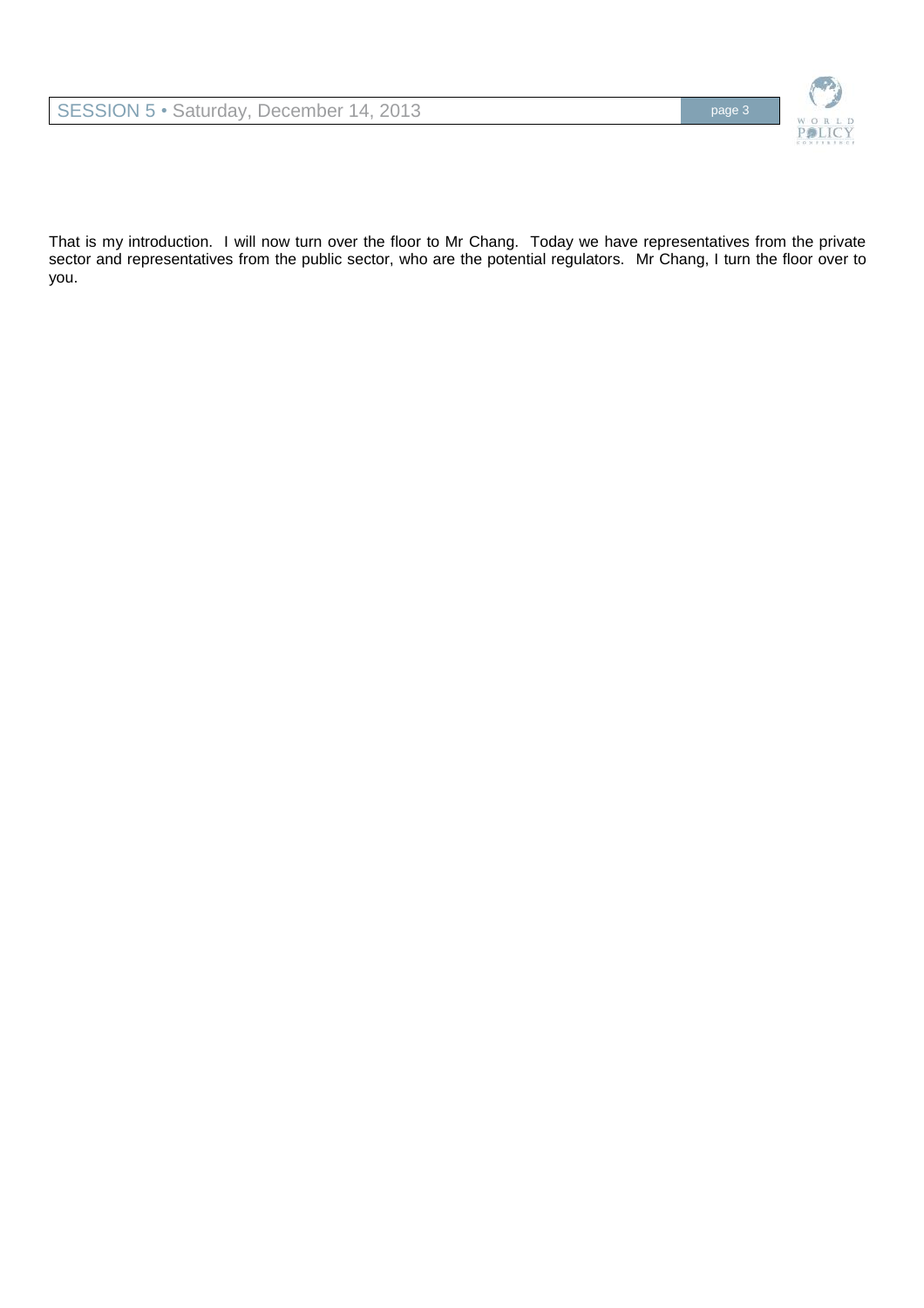That is my introduction. I will now turn over the floor to Mr Chang. Today we have representatives from the private sector and representatives from the public sector, who are the potential regulators. Mr Chang, I turn the floor over to you.